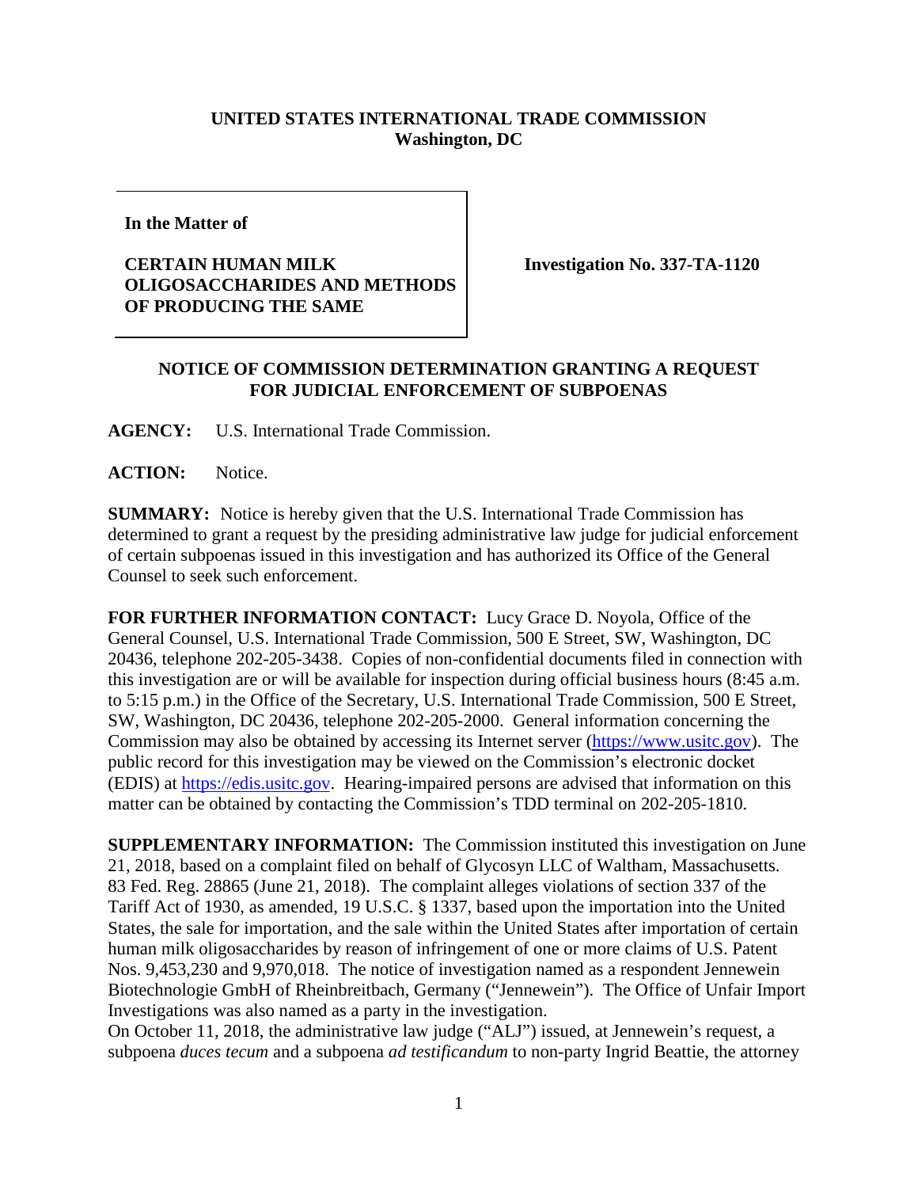**UNITED STATES INTERNATIONAL TRADE COMMISSION**
**Washington, DC**

**In the Matter of**

**CERTAIN HUMAN MILK OLIGOSACCHARIDES AND METHODS OF PRODUCING THE SAME**

**Investigation No. 337-TA-1120**

**NOTICE OF COMMISSION DETERMINATION GRANTING A REQUEST FOR JUDICIAL ENFORCEMENT OF SUBPOENAS**

**AGENCY:** U.S. International Trade Commission.

**ACTION:** Notice.

**SUMMARY:** Notice is hereby given that the U.S. International Trade Commission has determined to grant a request by the presiding administrative law judge for judicial enforcement of certain subpoenas issued in this investigation and has authorized its Office of the General Counsel to seek such enforcement.

**FOR FURTHER INFORMATION CONTACT:** Lucy Grace D. Noyola, Office of the General Counsel, U.S. International Trade Commission, 500 E Street, SW, Washington, DC 20436, telephone 202-205-3438. Copies of non-confidential documents filed in connection with this investigation are or will be available for inspection during official business hours (8:45 a.m. to 5:15 p.m.) in the Office of the Secretary, U.S. International Trade Commission, 500 E Street, SW, Washington, DC 20436, telephone 202-205-2000. General information concerning the Commission may also be obtained by accessing its Internet server (https://www.usitc.gov). The public record for this investigation may be viewed on the Commission's electronic docket (EDIS) at https://edis.usitc.gov. Hearing-impaired persons are advised that information on this matter can be obtained by contacting the Commission's TDD terminal on 202-205-1810.

**SUPPLEMENTARY INFORMATION:** The Commission instituted this investigation on June 21, 2018, based on a complaint filed on behalf of Glycosyn LLC of Waltham, Massachusetts. 83 Fed. Reg. 28865 (June 21, 2018). The complaint alleges violations of section 337 of the Tariff Act of 1930, as amended, 19 U.S.C. § 1337, based upon the importation into the United States, the sale for importation, and the sale within the United States after importation of certain human milk oligosaccharides by reason of infringement of one or more claims of U.S. Patent Nos. 9,453,230 and 9,970,018. The notice of investigation named as a respondent Jennewein Biotechnologie GmbH of Rheinbreitbach, Germany ("Jennewein"). The Office of Unfair Import Investigations was also named as a party in the investigation.

On October 11, 2018, the administrative law judge ("ALJ") issued, at Jennewein's request, a subpoena *duces tecum* and a subpoena *ad testificandum* to non-party Ingrid Beattie, the attorney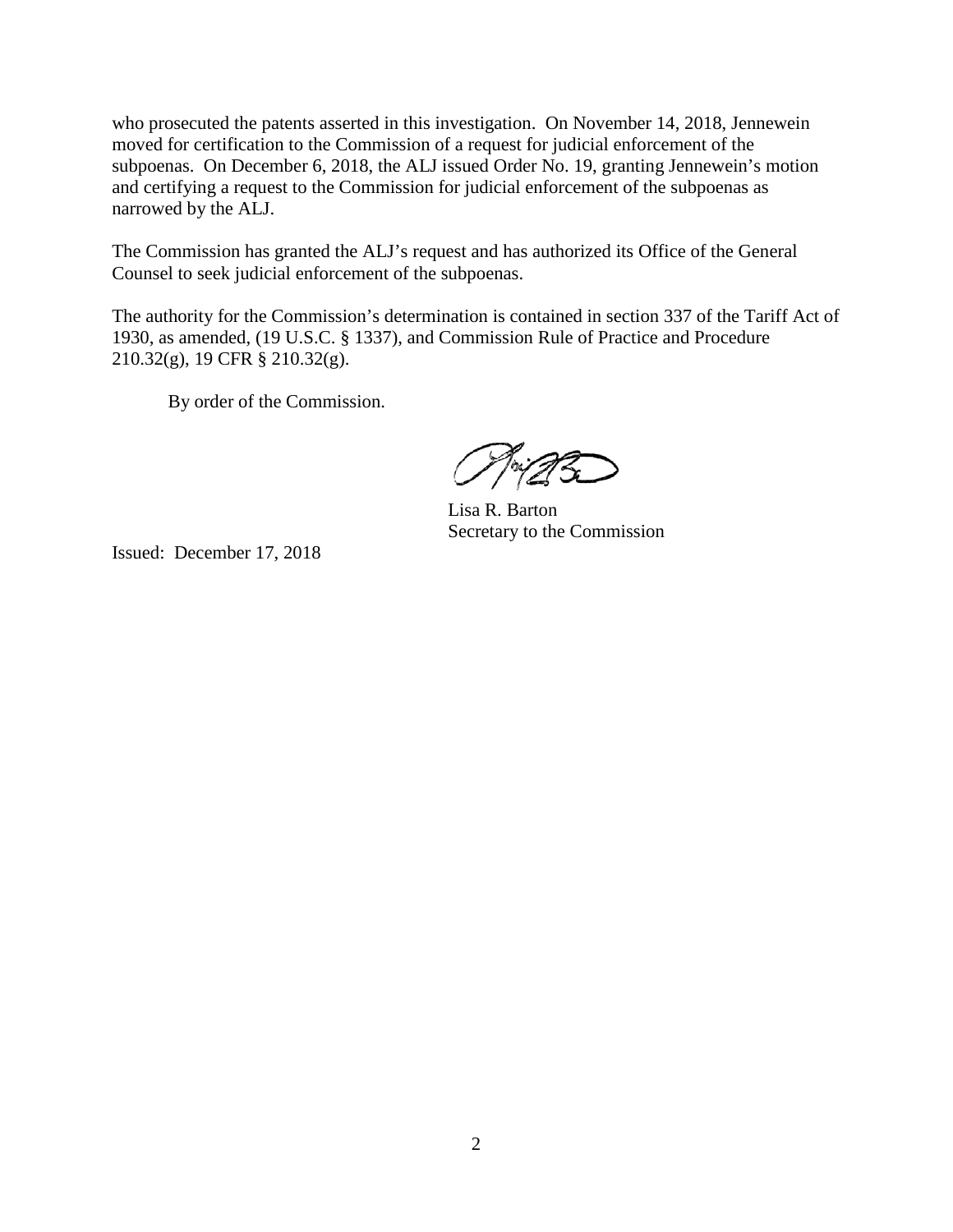who prosecuted the patents asserted in this investigation. On November 14, 2018, Jennewein moved for certification to the Commission of a request for judicial enforcement of the subpoenas. On December 6, 2018, the ALJ issued Order No. 19, granting Jennewein's motion and certifying a request to the Commission for judicial enforcement of the subpoenas as narrowed by the ALJ.

The Commission has granted the ALJ's request and has authorized its Office of the General Counsel to seek judicial enforcement of the subpoenas.

The authority for the Commission's determination is contained in section 337 of the Tariff Act of 1930, as amended, (19 U.S.C. § 1337), and Commission Rule of Practice and Procedure 210.32(g), 19 CFR § 210.32(g).

By order of the Commission.

Lisa R. Barton
Secretary to the Commission

Issued: December 17, 2018